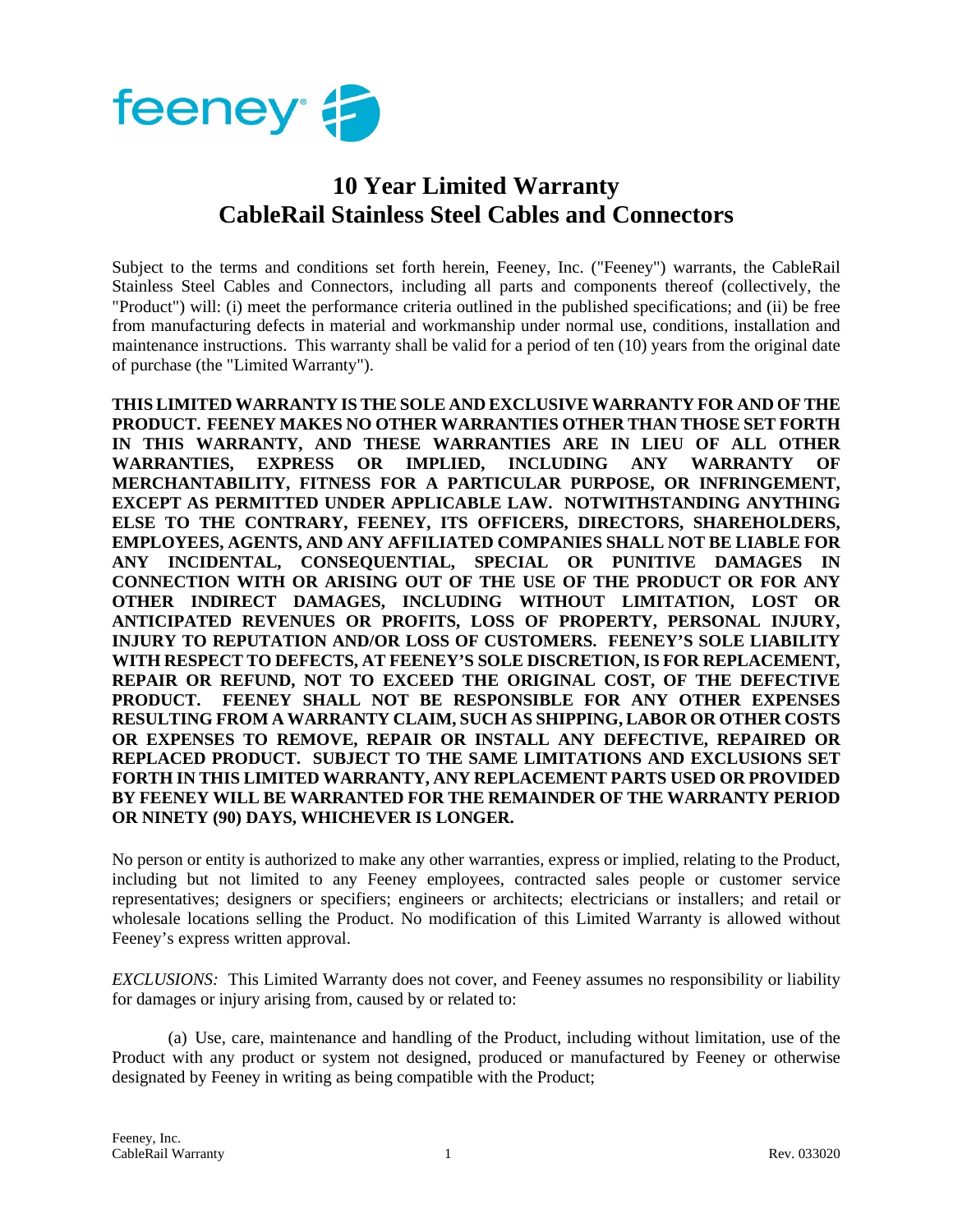# 10 Year Limited Warranty
# CableRail Stainless Steel Cables and Connectors

Subject to the terms and conditions set forth herein, Feeney, Inc. ("Feeney") warrants, the CableRail Stainless Steel Cables and Connectors, including all parts and components thereof (collectively, the "Product") will: (i) meet the performance criteria outlined in the published specifications; and (ii) be free from manufacturing defects in material and workmanship under normal use, conditions, installation and maintenance instructions. This warranty shall be valid for a period of ten (10) years from the original date of purchase (the "Limited Warranty").

**THIS LIMITED WARRANTY IS THE SOLE AND EXCLUSIVE WARRANTY FOR AND OF THE PRODUCT. FEENEY MAKES NO OTHER WARRANTIES OTHER THAN THOSE SET FORTH IN THIS WARRANTY, AND THESE WARRANTIES ARE IN LIEU OF ALL OTHER WARRANTIES, EXPRESS OR IMPLIED, INCLUDING ANY WARRANTY OF MERCHANTABILITY, FITNESS FOR A PARTICULAR PURPOSE, OR INFRINGEMENT, EXCEPT AS PERMITTED UNDER APPLICABLE LAW. NOTWITHSTANDING ANYTHING ELSE TO THE CONTRARY, FEENEY, ITS OFFICERS, DIRECTORS, SHAREHOLDERS, EMPLOYEES, AGENTS, AND ANY AFFILIATED COMPANIES SHALL NOT BE LIABLE FOR ANY INCIDENTAL, CONSEQUENTIAL, SPECIAL OR PUNITIVE DAMAGES IN CONNECTION WITH OR ARISING OUT OF THE USE OF THE PRODUCT OR FOR ANY OTHER INDIRECT DAMAGES, INCLUDING WITHOUT LIMITATION, LOST OR ANTICIPATED REVENUES OR PROFITS, LOSS OF PROPERTY, PERSONAL INJURY, INJURY TO REPUTATION AND/OR LOSS OF CUSTOMERS. FEENEY'S SOLE LIABILITY WITH RESPECT TO DEFECTS, AT FEENEY'S SOLE DISCRETION, IS FOR REPLACEMENT, REPAIR OR REFUND, NOT TO EXCEED THE ORIGINAL COST, OF THE DEFECTIVE PRODUCT. FEENEY SHALL NOT BE RESPONSIBLE FOR ANY OTHER EXPENSES RESULTING FROM A WARRANTY CLAIM, SUCH AS SHIPPING, LABOR OR OTHER COSTS OR EXPENSES TO REMOVE, REPAIR OR INSTALL ANY DEFECTIVE, REPAIRED OR REPLACED PRODUCT. SUBJECT TO THE SAME LIMITATIONS AND EXCLUSIONS SET FORTH IN THIS LIMITED WARRANTY, ANY REPLACEMENT PARTS USED OR PROVIDED BY FEENEY WILL BE WARRANTED FOR THE REMAINDER OF THE WARRANTY PERIOD OR NINETY (90) DAYS, WHICHEVER IS LONGER.**

No person or entity is authorized to make any other warranties, express or implied, relating to the Product, including but not limited to any Feeney employees, contracted sales people or customer service representatives; designers or specifiers; engineers or architects; electricians or installers; and retail or wholesale locations selling the Product. No modification of this Limited Warranty is allowed without Feeney's express written approval.

*EXCLUSIONS:* This Limited Warranty does not cover, and Feeney assumes no responsibility or liability for damages or injury arising from, caused by or related to:

(a) Use, care, maintenance and handling of the Product, including without limitation, use of the Product with any product or system not designed, produced or manufactured by Feeney or otherwise designated by Feeney in writing as being compatible with the Product;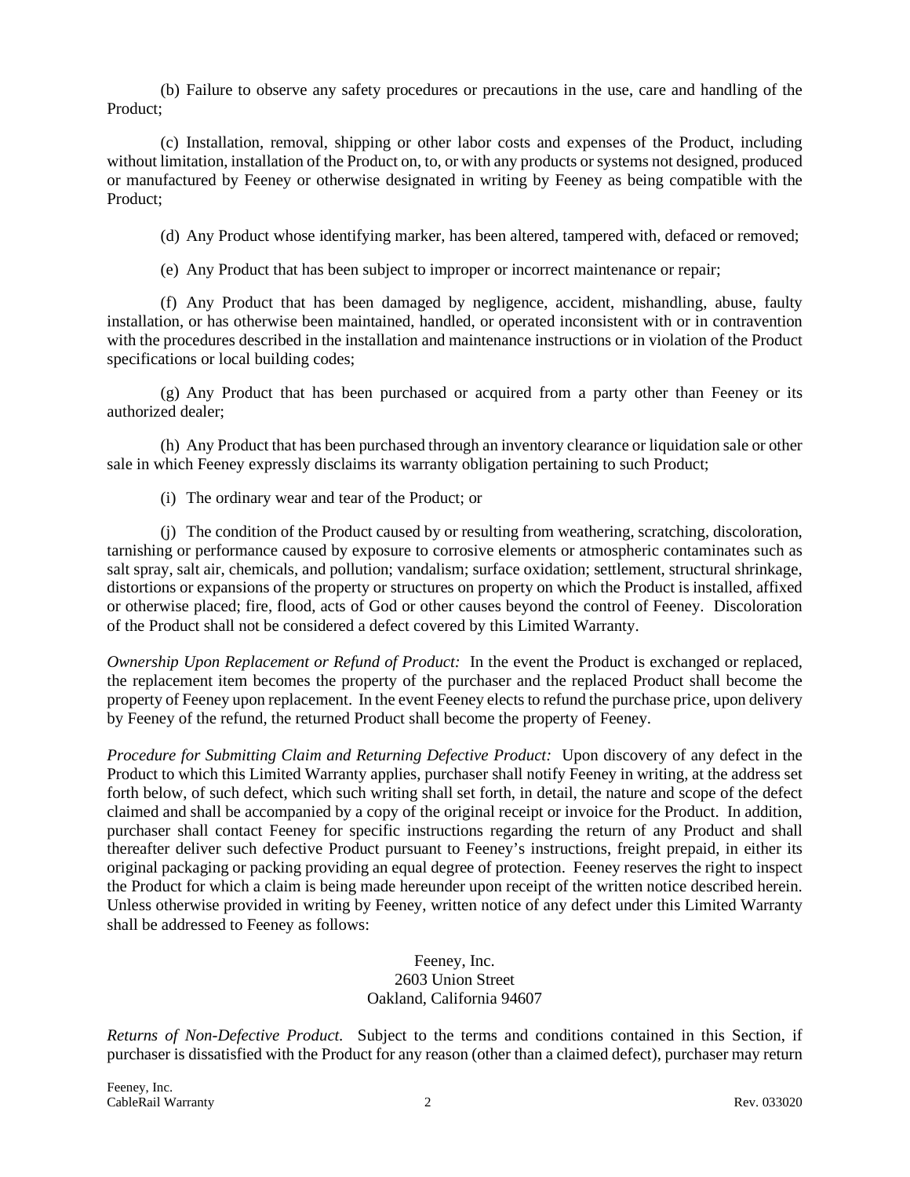(b) Failure to observe any safety procedures or precautions in the use, care and handling of the Product;

(c) Installation, removal, shipping or other labor costs and expenses of the Product, including without limitation, installation of the Product on, to, or with any products or systems not designed, produced or manufactured by Feeney or otherwise designated in writing by Feeney as being compatible with the Product;

(d) Any Product whose identifying marker, has been altered, tampered with, defaced or removed;

(e) Any Product that has been subject to improper or incorrect maintenance or repair;

(f) Any Product that has been damaged by negligence, accident, mishandling, abuse, faulty installation, or has otherwise been maintained, handled, or operated inconsistent with or in contravention with the procedures described in the installation and maintenance instructions or in violation of the Product specifications or local building codes;

(g) Any Product that has been purchased or acquired from a party other than Feeney or its authorized dealer;

(h) Any Product that has been purchased through an inventory clearance or liquidation sale or other sale in which Feeney expressly disclaims its warranty obligation pertaining to such Product;

(i) The ordinary wear and tear of the Product; or

(j) The condition of the Product caused by or resulting from weathering, scratching, discoloration, tarnishing or performance caused by exposure to corrosive elements or atmospheric contaminates such as salt spray, salt air, chemicals, and pollution; vandalism; surface oxidation; settlement, structural shrinkage, distortions or expansions of the property or structures on property on which the Product is installed, affixed or otherwise placed; fire, flood, acts of God or other causes beyond the control of Feeney. Discoloration of the Product shall not be considered a defect covered by this Limited Warranty.

*Ownership Upon Replacement or Refund of Product:* In the event the Product is exchanged or replaced, the replacement item becomes the property of the purchaser and the replaced Product shall become the property of Feeney upon replacement. In the event Feeney elects to refund the purchase price, upon delivery by Feeney of the refund, the returned Product shall become the property of Feeney.

*Procedure for Submitting Claim and Returning Defective Product:* Upon discovery of any defect in the Product to which this Limited Warranty applies, purchaser shall notify Feeney in writing, at the address set forth below, of such defect, which such writing shall set forth, in detail, the nature and scope of the defect claimed and shall be accompanied by a copy of the original receipt or invoice for the Product. In addition, purchaser shall contact Feeney for specific instructions regarding the return of any Product and shall thereafter deliver such defective Product pursuant to Feeney's instructions, freight prepaid, in either its original packaging or packing providing an equal degree of protection. Feeney reserves the right to inspect the Product for which a claim is being made hereunder upon receipt of the written notice described herein. Unless otherwise provided in writing by Feeney, written notice of any defect under this Limited Warranty shall be addressed to Feeney as follows:

Feeney, Inc.
2603 Union Street
Oakland, California 94607

*Returns of Non-Defective Product.* Subject to the terms and conditions contained in this Section, if purchaser is dissatisfied with the Product for any reason (other than a claimed defect), purchaser may return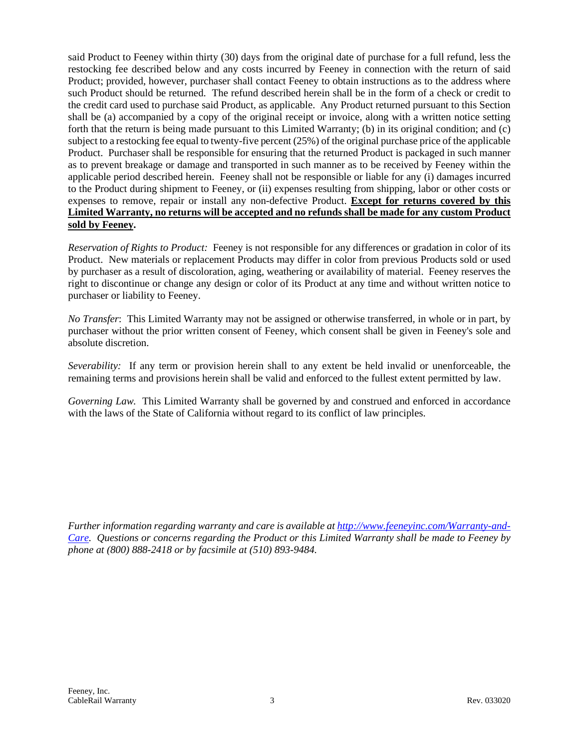said Product to Feeney within thirty (30) days from the original date of purchase for a full refund, less the restocking fee described below and any costs incurred by Feeney in connection with the return of said Product; provided, however, purchaser shall contact Feeney to obtain instructions as to the address where such Product should be returned. The refund described herein shall be in the form of a check or credit to the credit card used to purchase said Product, as applicable. Any Product returned pursuant to this Section shall be (a) accompanied by a copy of the original receipt or invoice, along with a written notice setting forth that the return is being made pursuant to this Limited Warranty; (b) in its original condition; and (c) subject to a restocking fee equal to twenty-five percent (25%) of the original purchase price of the applicable Product. Purchaser shall be responsible for ensuring that the returned Product is packaged in such manner as to prevent breakage or damage and transported in such manner as to be received by Feeney within the applicable period described herein. Feeney shall not be responsible or liable for any (i) damages incurred to the Product during shipment to Feeney, or (ii) expenses resulting from shipping, labor or other costs or expenses to remove, repair or install any non-defective Product. **Except for returns covered by this Limited Warranty, no returns will be accepted and no refunds shall be made for any custom Product sold by Feeney.**

*Reservation of Rights to Product:* Feeney is not responsible for any differences or gradation in color of its Product. New materials or replacement Products may differ in color from previous Products sold or used by purchaser as a result of discoloration, aging, weathering or availability of material. Feeney reserves the right to discontinue or change any design or color of its Product at any time and without written notice to purchaser or liability to Feeney.

*No Transfer*: This Limited Warranty may not be assigned or otherwise transferred, in whole or in part, by purchaser without the prior written consent of Feeney, which consent shall be given in Feeney's sole and absolute discretion.

*Severability:* If any term or provision herein shall to any extent be held invalid or unenforceable, the remaining terms and provisions herein shall be valid and enforced to the fullest extent permitted by law.

*Governing Law.* This Limited Warranty shall be governed by and construed and enforced in accordance with the laws of the State of California without regard to its conflict of law principles.

*Further information regarding warranty and care is available at [http://www.feeneyinc.com/Warranty-and-Care](http://www.feeneyinc.com/Warranty-and-Care). Questions or concerns regarding the Product or this Limited Warranty shall be made to Feeney by phone at (800) 888-2418 or by facsimile at (510) 893-9484.*